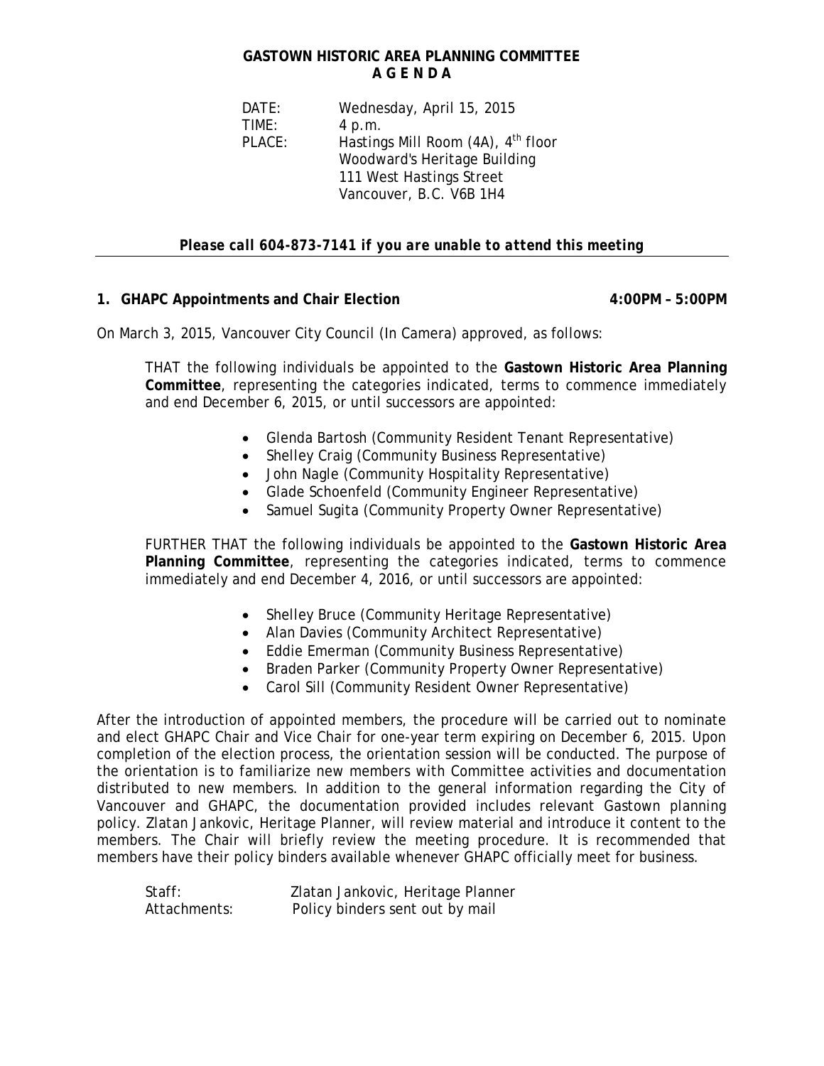# GASTOWN HISTORIC AREA PLANNING COMMITTEE
## A G E N D A

DATE: Wednesday, April 15, 2015
TIME: 4 p.m.
PLACE: Hastings Mill Room (4A), 4th floor
Woodward's Heritage Building
111 West Hastings Street
Vancouver, B.C. V6B 1H4

***Please call 604-873-7141 if you are unable to attend this meeting***

---

### 1. GHAPC Appointments and Chair Election — 4:00PM – 5:00PM

On March 3, 2015, Vancouver City Council (In Camera) approved, as follows:

> THAT the following individuals be appointed to the **Gastown Historic Area Planning Committee**, representing the categories indicated, terms to commence immediately and end December 6, 2015, or until successors are appointed:
>
> - Glenda Bartosh (Community Resident Tenant Representative)
> - Shelley Craig (Community Business Representative)
> - John Nagle (Community Hospitality Representative)
> - Glade Schoenfeld (Community Engineer Representative)
> - Samuel Sugita (Community Property Owner Representative)
>
> FURTHER THAT the following individuals be appointed to the **Gastown Historic Area Planning Committee**, representing the categories indicated, terms to commence immediately and end December 4, 2016, or until successors are appointed:
>
> - Shelley Bruce (Community Heritage Representative)
> - Alan Davies (Community Architect Representative)
> - Eddie Emerman (Community Business Representative)
> - Braden Parker (Community Property Owner Representative)
> - Carol Sill (Community Resident Owner Representative)

After the introduction of appointed members, the procedure will be carried out to nominate and elect GHAPC Chair and Vice Chair for one-year term expiring on December 6, 2015. Upon completion of the election process, the orientation session will be conducted. The purpose of the orientation is to familiarize new members with Committee activities and documentation distributed to new members. In addition to the general information regarding the City of Vancouver and GHAPC, the documentation provided includes relevant Gastown planning policy. Zlatan Jankovic, Heritage Planner, will review material and introduce it content to the members. The Chair will briefly review the meeting procedure. It is recommended that members have their policy binders available whenever GHAPC officially meet for business.

Staff: Zlatan Jankovic, Heritage Planner
Attachments: Policy binders sent out by mail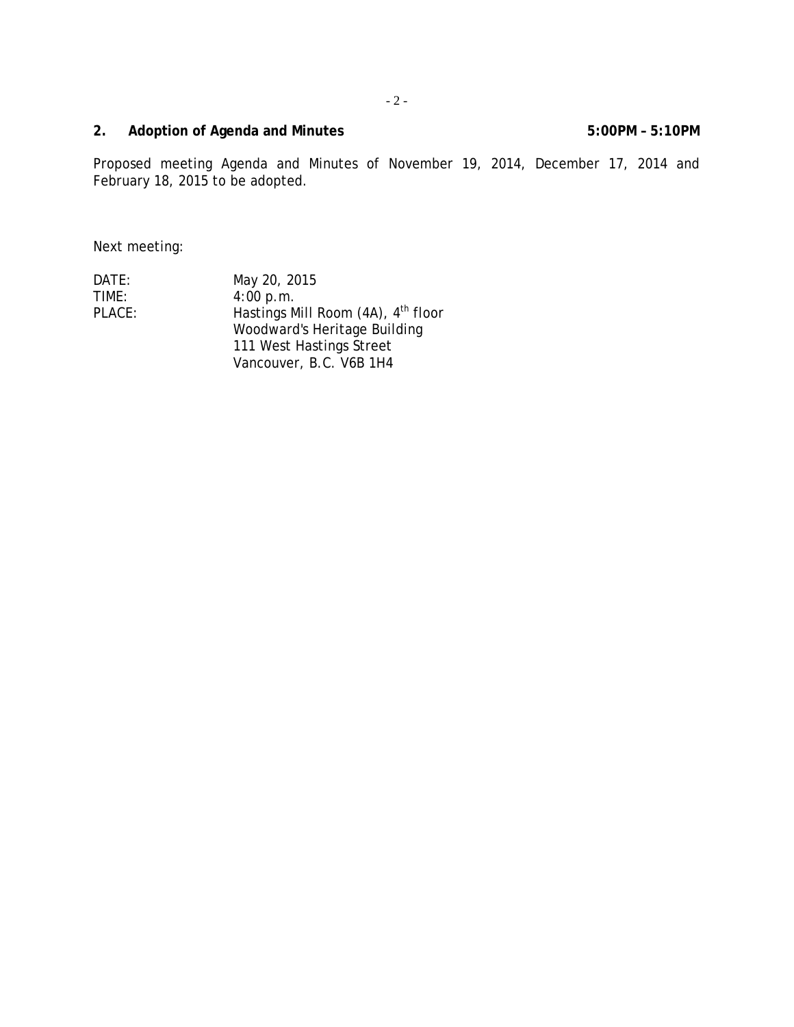## 2. Adoption of Agenda and Minutes 5:00PM – 5:10PM

Proposed meeting Agenda and Minutes of November 19, 2014, December 17, 2014 and February 18, 2015 to be adopted.

Next meeting:

| | |
|---|---|
| DATE: | May 20, 2015 |
| TIME: | 4:00 p.m. |
| PLACE: | Hastings Mill Room (4A), 4th floor<br>Woodward's Heritage Building<br>111 West Hastings Street<br>Vancouver, B.C. V6B 1H4 |